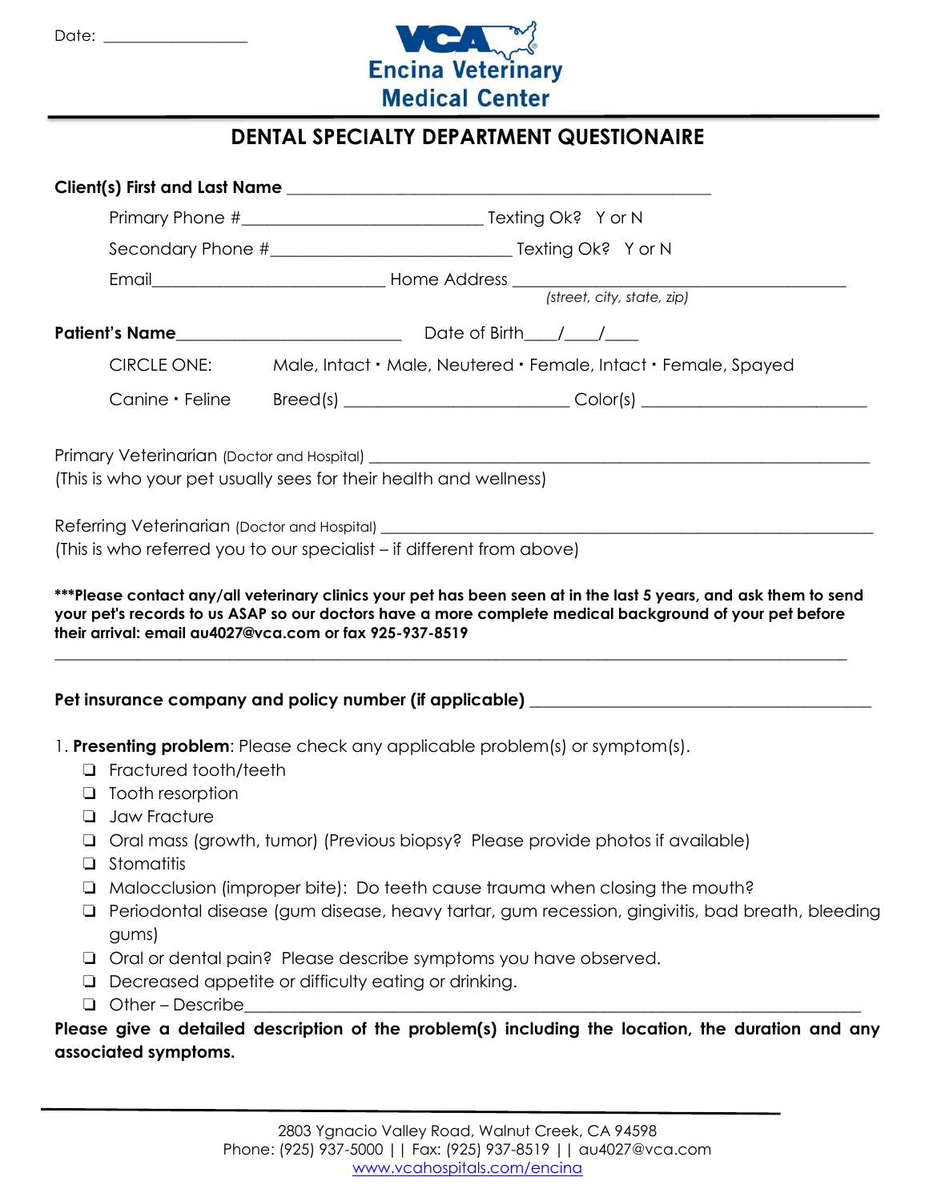Date: ________________

VCA Encina Veterinary Medical Center

# DENTAL SPECIALTY DEPARTMENT QUESTIONAIRE

**Client(s) First and Last Name** ______________________________________________

Primary Phone #__________________________ Texting Ok? Y or N

Secondary Phone #__________________________ Texting Ok? Y or N

Email________________________ Home Address ____________________________________
*(street, city, state, zip)*

**Patient's Name**______________________ Date of Birth___/___/___

CIRCLE ONE: Male, Intact · Male, Neutered · Female, Intact · Female, Spayed

Canine · Feline Breed(s) ______________________ Color(s) ______________________

Primary Veterinarian (Doctor and Hospital) ______________________________________________________
(This is who your pet usually sees for their health and wellness)

Referring Veterinarian (Doctor and Hospital) ____________________________________________________
(This is who referred you to our specialist – if different from above)

**\*\*\*Please contact any/all veterinary clinics your pet has been seen at in the last 5 years, and ask them to send your pet's records to us ASAP so our doctors have a more complete medical background of your pet before their arrival: email au4027@vca.com or fax 925-937-8519**

______________________________________________________________________________________

**Pet insurance company and policy number (if applicable)** ___________________________________

1. **Presenting problem**: Please check any applicable problem(s) or symptom(s).
   - ❑ Fractured tooth/teeth
   - ❑ Tooth resorption
   - ❑ Jaw Fracture
   - ❑ Oral mass (growth, tumor) (Previous biopsy? Please provide photos if available)
   - ❑ Stomatitis
   - ❑ Malocclusion (improper bite): Do teeth cause trauma when closing the mouth?
   - ❑ Periodontal disease (gum disease, heavy tartar, gum recession, gingivitis, bad breath, bleeding gums)
   - ❑ Oral or dental pain? Please describe symptoms you have observed.
   - ❑ Decreased appetite or difficulty eating or drinking.
   - ❑ Other – Describe______________________________________________________________

**Please give a detailed description of the problem(s) including the location, the duration and any associated symptoms.**

2803 Ygnacio Valley Road, Walnut Creek, CA 94598
Phone: (925) 937-5000 | | Fax: (925) 937-8519 | | au4027@vca.com
www.vcahospitals.com/encina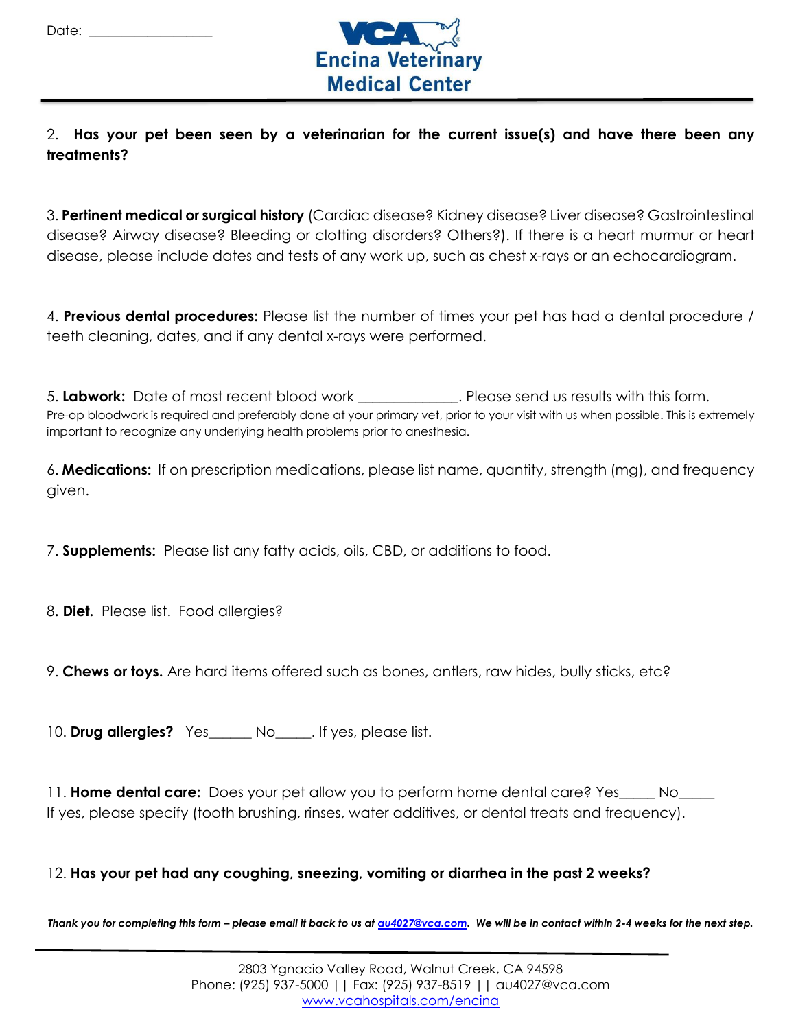Date: ___________________

**Encina Veterinary Medical Center**

2. **Has your pet been seen by a veterinarian for the current issue(s) and have there been any treatments?**

3. **Pertinent medical or surgical history** (Cardiac disease? Kidney disease? Liver disease? Gastrointestinal disease? Airway disease? Bleeding or clotting disorders? Others?). If there is a heart murmur or heart disease, please include dates and tests of any work up, such as chest x-rays or an echocardiogram.

4. **Previous dental procedures:** Please list the number of times your pet has had a dental procedure / teeth cleaning, dates, and if any dental x-rays were performed.

5. **Labwork:** Date of most recent blood work ______________. Please send us results with this form.
Pre-op bloodwork is required and preferably done at your primary vet, prior to your visit with us when possible. This is extremely important to recognize any underlying health problems prior to anesthesia.

6. **Medications:** If on prescription medications, please list name, quantity, strength (mg), and frequency given.

7. **Supplements:** Please list any fatty acids, oils, CBD, or additions to food.

8. **Diet.** Please list. Food allergies?

9. **Chews or toys.** Are hard items offered such as bones, antlers, raw hides, bully sticks, etc?

10. **Drug allergies?** Yes______ No_____. If yes, please list.

11. **Home dental care:** Does your pet allow you to perform home dental care? Yes_____ No_____
If yes, please specify (tooth brushing, rinses, water additives, or dental treats and frequency).

12. **Has your pet had any coughing, sneezing, vomiting or diarrhea in the past 2 weeks?**

***Thank you for completing this form – please email it back to us at [au4027@vca.com](mailto:au4027@vca.com). We will be in contact within 2-4 weeks for the next step.***

2803 Ygnacio Valley Road, Walnut Creek, CA 94598
Phone: (925) 937-5000 | | Fax: (925) 937-8519 | | au4027@vca.com
[www.vcahospitals.com/encina](http://www.vcahospitals.com/encina)